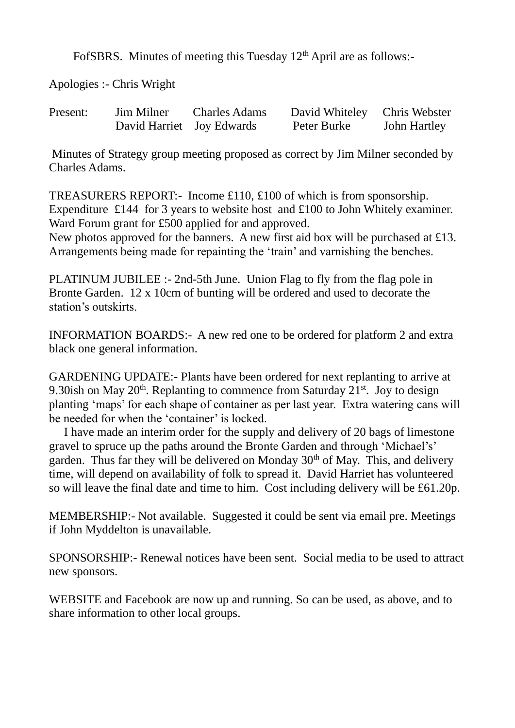FofSBRS. Minutes of meeting this Tuesday 12th April are as follows:-

Apologies :- Chris Wright

| Present: | Jim Milner | Charles Adams | David Whiteley | Chris Webster |
|---|---|---|---|---|
| | David Harriet | Joy Edwards | Peter Burke | John Hartley |

Minutes of Strategy group meeting proposed as correct by Jim Milner seconded by Charles Adams.

TREASURERS REPORT:- Income £110, £100 of which is from sponsorship. Expenditure £144 for 3 years to website host and £100 to John Whitely examiner. Ward Forum grant for £500 applied for and approved.
New photos approved for the banners. A new first aid box will be purchased at £13. Arrangements being made for repainting the 'train' and varnishing the benches.

PLATINUM JUBILEE :- 2nd-5th June. Union Flag to fly from the flag pole in Bronte Garden. 12 x 10cm of bunting will be ordered and used to decorate the station's outskirts.

INFORMATION BOARDS:- A new red one to be ordered for platform 2 and extra black one general information.

GARDENING UPDATE:- Plants have been ordered for next replanting to arrive at 9.30ish on May 20th. Replanting to commence from Saturday 21st. Joy to design planting 'maps' for each shape of container as per last year. Extra watering cans will be needed for when the 'container' is locked.

I have made an interim order for the supply and delivery of 20 bags of limestone gravel to spruce up the paths around the Bronte Garden and through 'Michael's' garden. Thus far they will be delivered on Monday 30th of May. This, and delivery time, will depend on availability of folk to spread it. David Harriet has volunteered so will leave the final date and time to him. Cost including delivery will be £61.20p.

MEMBERSHIP:- Not available. Suggested it could be sent via email pre. Meetings if John Myddelton is unavailable.

SPONSORSHIP:- Renewal notices have been sent. Social media to be used to attract new sponsors.

WEBSITE and Facebook are now up and running. So can be used, as above, and to share information to other local groups.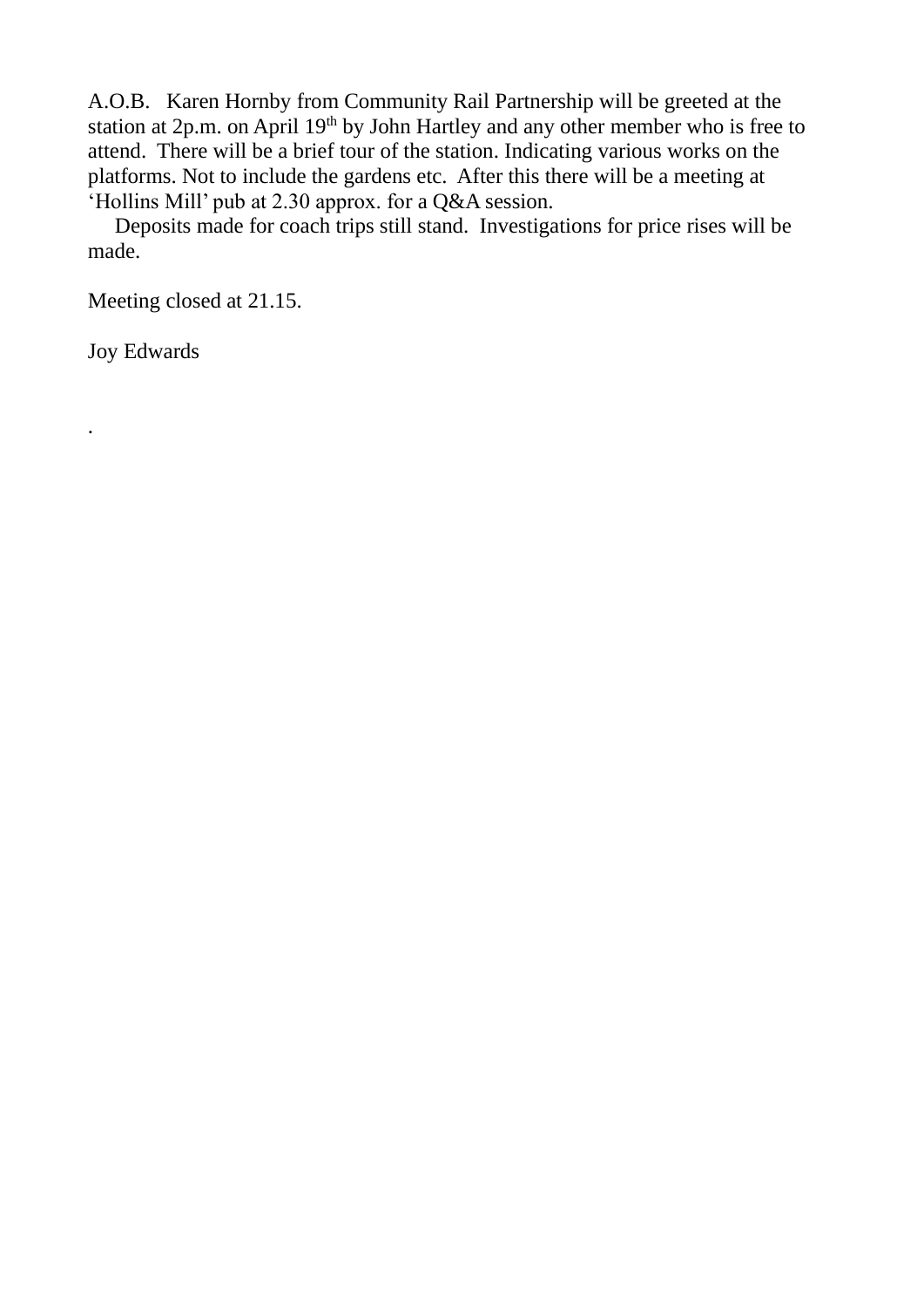A.O.B. Karen Hornby from Community Rail Partnership will be greeted at the station at 2p.m. on April 19th by John Hartley and any other member who is free to attend. There will be a brief tour of the station. Indicating various works on the platforms. Not to include the gardens etc. After this there will be a meeting at 'Hollins Mill' pub at 2.30 approx. for a Q&A session.

Deposits made for coach trips still stand. Investigations for price rises will be made.

Meeting closed at 21.15.

Joy Edwards

.